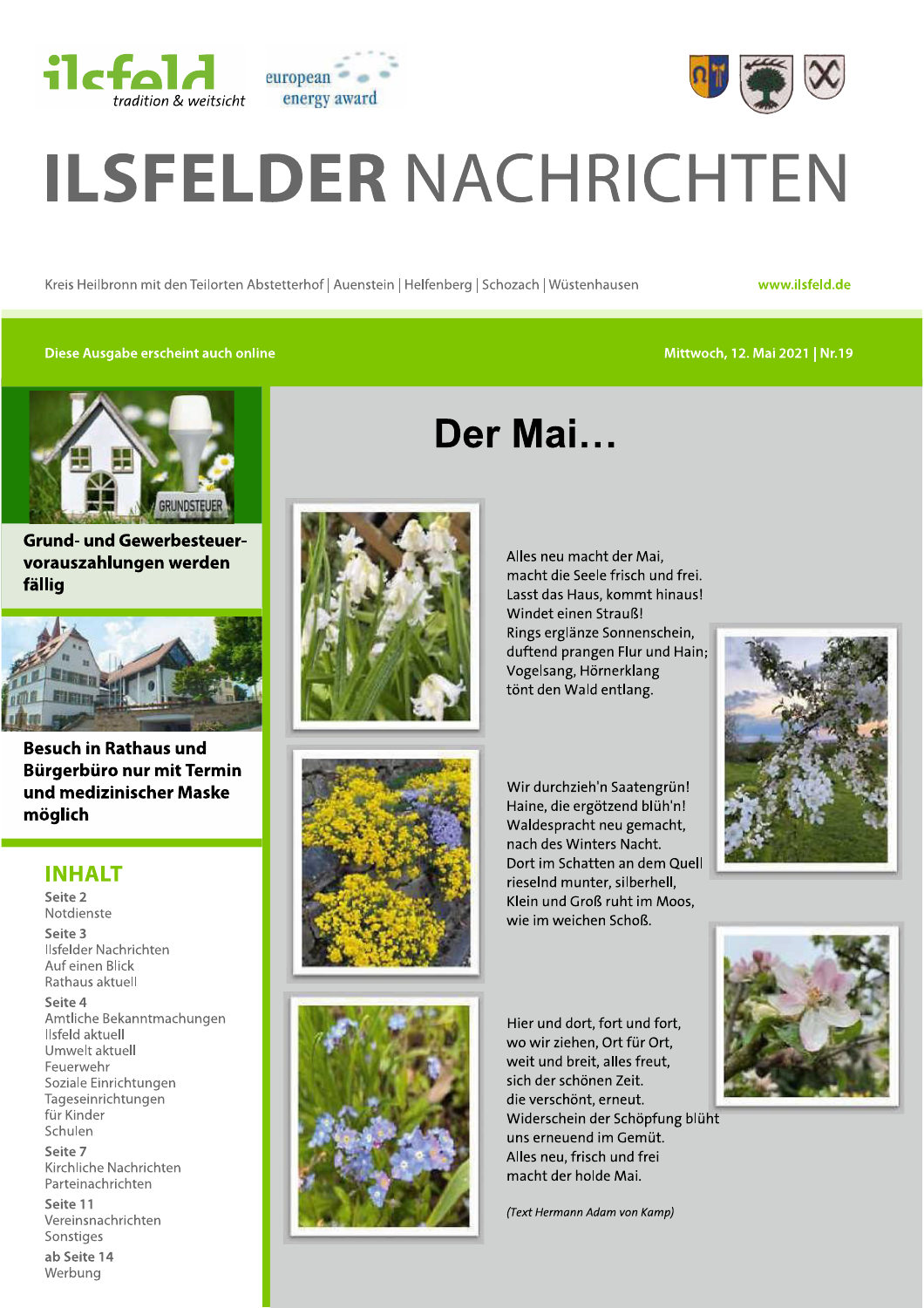ilsfeld tradition & weitsicht

european energy award

# ILSFELDER NACHRICHTEN

Kreis Heilbronn mit den Teilorten Abstetterhof | Auenstein | Helfenberg | Schozach | Wüstenhausen

www.ilsfeld.de

Diese Ausgabe erscheint auch online

Mittwoch, 12. Mai 2021 | Nr.19

**Grund- und Gewerbesteuer-vorauszahlungen werden fällig**

**Besuch in Rathaus und Bürgerbüro nur mit Termin und medizinischer Maske möglich**

## INHALT

**Seite 2**
Notdienste

**Seite 3**
Ilsfelder Nachrichten
Auf einen Blick
Rathaus aktuell

**Seite 4**
Amtliche Bekanntmachungen
Ilsfeld aktuell
Umwelt aktuell
Feuerwehr
Soziale Einrichtungen
Tageseinrichtungen für Kinder
Schulen

**Seite 7**
Kirchliche Nachrichten
Parteinachrichten

**Seite 11**
Vereinsnachrichten
Sonstiges

**ab Seite 14**
Werbung

# Der Mai…

Alles neu macht der Mai,
macht die Seele frisch und frei.
Lasst das Haus, kommt hinaus!
Windet einen Strauß!
Rings erglänze Sonnenschein,
duftend prangen Flur und Hain;
Vogelsang, Hörnerklang
tönt den Wald entlang.

Wir durchzieh'n Saatengrün!
Haine, die ergötzend blüh'n!
Waldespracht neu gemacht,
nach des Winters Nacht.
Dort im Schatten an dem Quell
rieselnd munter, silberhell,
Klein und Groß ruht im Moos,
wie im weichen Schoß.

Hier und dort, fort und fort,
wo wir ziehen, Ort für Ort,
weit und breit, alles freut,
sich der schönen Zeit.
die verschönt, erneut.
Widerschein der Schöpfung blüht
uns erneuend im Gemüt.
Alles neu, frisch und frei
macht der holde Mai.

*(Text Hermann Adam von Kamp)*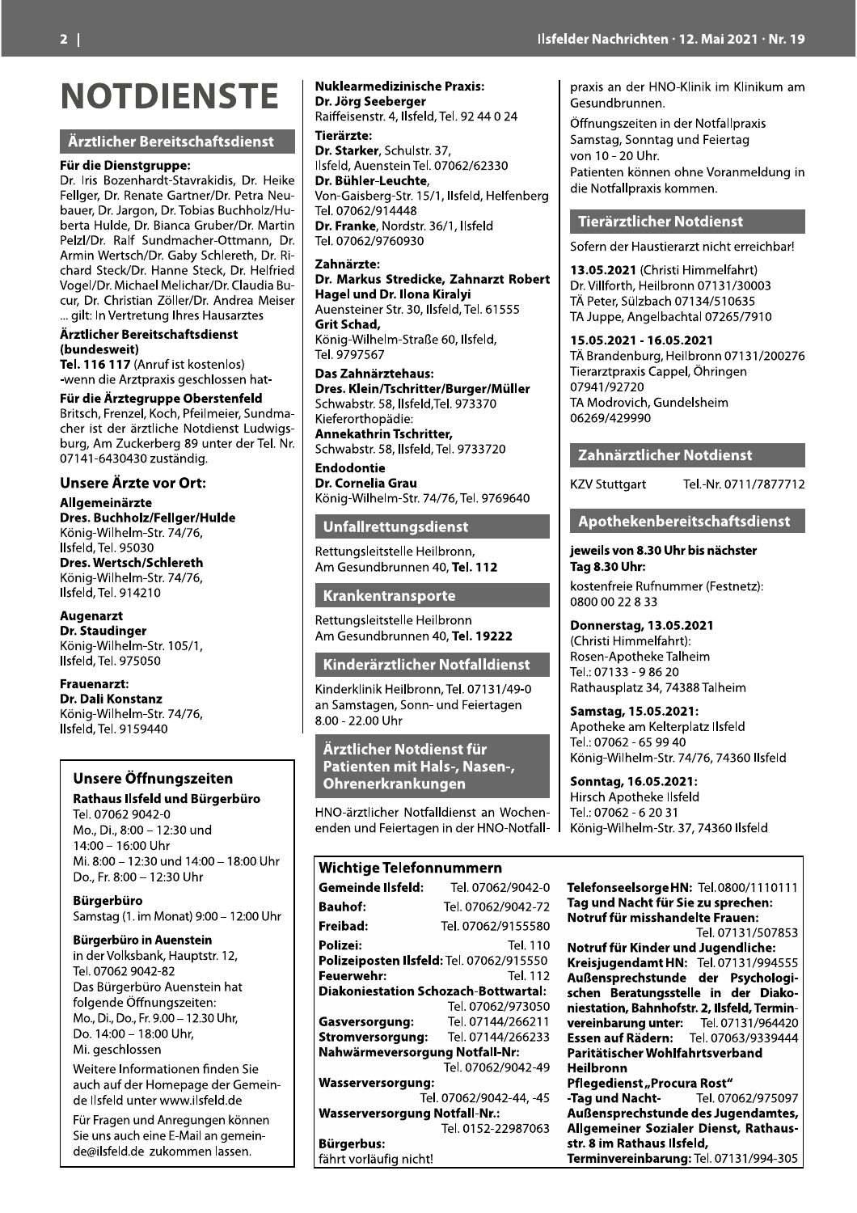# NOTDIENSTE

## Ärztlicher Bereitschaftsdienst

**Für die Dienstgruppe:**
Dr. Iris Bozenhardt-Stavrakidis, Dr. Heike Fellger, Dr. Renate Gartner/Dr. Petra Neubauer, Dr. Jargon, Dr. Tobias Buchholz/Huberta Hulde, Dr. Bianca Gruber/Dr. Martin Pelzl/Dr. Ralf Sundmacher-Ottmann, Dr. Armin Wertsch/Dr. Gaby Schlereth, Dr. Richard Steck/Dr. Hanne Steck, Dr. Helfried Vogel/Dr. Michael Melichar/Dr. Claudia Bucur, Dr. Christian Zöller/Dr. Andrea Meiser ... gilt: In Vertretung Ihres Hausarztes

**Ärztlicher Bereitschaftsdienst (bundesweit)**
**Tel. 116 117** (Anruf ist kostenlos)
-wenn die Arztpraxis geschlossen hat-

**Für die Ärztegruppe Oberstenfeld**
Britsch, Frenzel, Koch, Pfeilmeier, Sundmacher ist der ärztliche Notdienst Ludwigsburg, Am Zuckerberg 89 unter der Tel. Nr. 07141-6430430 zuständig.

### Unsere Ärzte vor Ort:

**Allgemeinärzte**
**Dres. Buchholz/Fellger/Hulde**
König-Wilhelm-Str. 74/76,
Ilsfeld, Tel. 95030
**Dres. Wertsch/Schlereth**
König-Wilhelm-Str. 74/76,
Ilsfeld, Tel. 914210

**Augenarzt**
**Dr. Staudinger**
König-Wilhelm-Str. 105/1,
Ilsfeld, Tel. 975050

**Frauenarzt:**
**Dr. Dali Konstanz**
König-Wilhelm-Str. 74/76,
Ilsfeld, Tel. 9159440

**Nuklearmedizinische Praxis:**
**Dr. Jörg Seeberger**
Raiffeisenstr. 4, Ilsfeld, Tel. 92 44 0 24

**Tierärzte:**
**Dr. Starker**, Schulstr. 37,
Ilsfeld, Auenstein Tel. 07062/62330
**Dr. Bühler-Leuchte**,
Von-Gaisberg-Str. 15/1, Ilsfeld, Helfenberg
Tel. 07062/914448
**Dr. Franke**, Nordstr. 36/1, Ilsfeld
Tel. 07062/9760930

**Zahnärzte:**
**Dr. Markus Stredicke, Zahnarzt Robert Hagel und Dr. Ilona Kiralyi**
Auensteiner Str. 30, Ilsfeld, Tel. 61555
**Grit Schad,**
König-Wilhelm-Straße 60, Ilsfeld,
Tel. 9797567

**Das Zahnärztehaus:**
**Dres. Klein/Tschritter/Burger/Müller**
Schwabstr. 58, Ilsfeld,Tel. 973370
Kieferorthopädie:
**Annekathrin Tschritter,**
Schwabstr. 58, Ilsfeld, Tel. 9733720

**Endodontie**
**Dr. Cornelia Grau**
König-Wilhelm-Str. 74/76, Tel. 9769640

## Unfallrettungsdienst

Rettungsleitstelle Heilbronn,
Am Gesundbrunnen 40, **Tel. 112**

## Krankentransporte

Rettungsleitstelle Heilbronn
Am Gesundbrunnen 40, **Tel. 19222**

## Kinderärztlicher Notfalldienst

Kinderklinik Heilbronn, Tel. 07131/49-0
an Samstagen, Sonn- und Feiertagen
8.00 - 22.00 Uhr

## Ärztlicher Notdienst für Patienten mit Hals-, Nasen-, Ohrenerkrankungen

HNO-ärztlicher Notfalldienst an Wochenenden und Feiertagen in der HNO-Notfallpraxis an der HNO-Klinik im Klinikum am Gesundbrunnen.

Öffnungszeiten in der Notfallpraxis
Samstag, Sonntag und Feiertag
von 10 - 20 Uhr.
Patienten können ohne Voranmeldung in die Notfallpraxis kommen.

## Tierärztlicher Notdienst

Sofern der Haustierarzt nicht erreichbar!

**13.05.2021** (Christi Himmelfahrt)
Dr. Villforth, Heilbronn 07131/30003
TÄ Peter, Sülzbach 07134/510635
TA Juppe, Angelbachtal 07265/7910

**15.05.2021 - 16.05.2021**
TÄ Brandenburg, Heilbronn 07131/200276
Tierarztpraxis Cappel, Öhringen
07941/92720
TA Modrovich, Gundelsheim
06269/429990

## Zahnärztlicher Notdienst

KZV Stuttgart Tel.-Nr. 0711/7877712

## Apothekenbereitschaftsdienst

**jeweils von 8.30 Uhr bis nächster Tag 8.30 Uhr:**
kostenfreie Rufnummer (Festnetz):
0800 00 22 8 33

**Donnerstag, 13.05.2021**
(Christi Himmelfahrt):
Rosen-Apotheke Talheim
Tel.: 07133 - 9 86 20
Rathausplatz 34, 74388 Talheim

**Samstag, 15.05.2021:**
Apotheke am Kelterplatz Ilsfeld
Tel.: 07062 - 65 99 40
König-Wilhelm-Str. 74/76, 74360 Ilsfeld

**Sonntag, 16.05.2021:**
Hirsch Apotheke Ilsfeld
Tel.: 07062 - 6 20 31
König-Wilhelm-Str. 37, 74360 Ilsfeld

## Unsere Öffnungszeiten

**Rathaus Ilsfeld und Bürgerbüro**
Tel. 07062 9042-0
Mo., Di., 8:00 – 12:30 und
14:00 – 16:00 Uhr
Mi. 8:00 – 12:30 und 14:00 – 18:00 Uhr
Do., Fr. 8:00 – 12:30 Uhr

**Bürgerbüro**
Samstag (1. im Monat) 9:00 – 12:00 Uhr

**Bürgerbüro in Auenstein**
in der Volksbank, Hauptstr. 12,
Tel. 07062 9042-82
Das Bürgerbüro Auenstein hat folgende Öffnungszeiten:
Mo., Di., Do., Fr. 9.00 – 12.30 Uhr,
Do. 14:00 – 18:00 Uhr,
Mi. geschlossen

Weitere Informationen finden Sie auch auf der Homepage der Gemeinde Ilsfeld unter www.ilsfeld.de

Für Fragen und Anregungen können Sie uns auch eine E-Mail an gemeinde@ilsfeld.de zukommen lassen.

## Wichtige Telefonnummern

**Gemeinde Ilsfeld:** Tel. 07062/9042-0
**Bauhof:** Tel. 07062/9042-72
**Freibad:** Tel. 07062/9155580
**Polizei:** Tel. 110
**Polizeiposten Ilsfeld:** Tel. 07062/915550
**Feuerwehr:** Tel. 112
**Diakoniestation Schozach-Bottwartal:** Tel. 07062/973050
**Gasversorgung:** Tel. 07144/266211
**Stromversorgung:** Tel. 07144/266233
**Nahwärmeversorgung Notfall-Nr:** Tel. 07062/9042-49
**Wasserversorgung:** Tel. 07062/9042-44, -45
**Wasserversorgung Notfall-Nr.:** Tel. 0152-22987063
**Bürgerbus:** fährt vorläufig nicht!

**Telefonseelsorge HN:** Tel. 0800/1110111
**Tag und Nacht für Sie zu sprechen:**
**Notruf für misshandelte Frauen:** Tel. 07131/507853
**Notruf für Kinder und Jugendliche:**
**Kreisjugendamt HN:** Tel. 07131/994555
**Außensprechstunde der Psychologischen Beratungsstelle in der Diakoniestation, Bahnhofstr. 2, Ilsfeld, Terminvereinbarung unter:** Tel. 07131/964420
**Essen auf Rädern:** Tel. 07063/9339444
**Paritätischer Wohlfahrtsverband Heilbronn**
**Pflegedienst „Procura Rost" -Tag und Nacht-** Tel. 07062/975097
**Außensprechstunde des Jugendamtes, Allgemeiner Sozialer Dienst, Rathausstr. 8 im Rathaus Ilsfeld, Terminvereinbarung:** Tel. 07131/994-305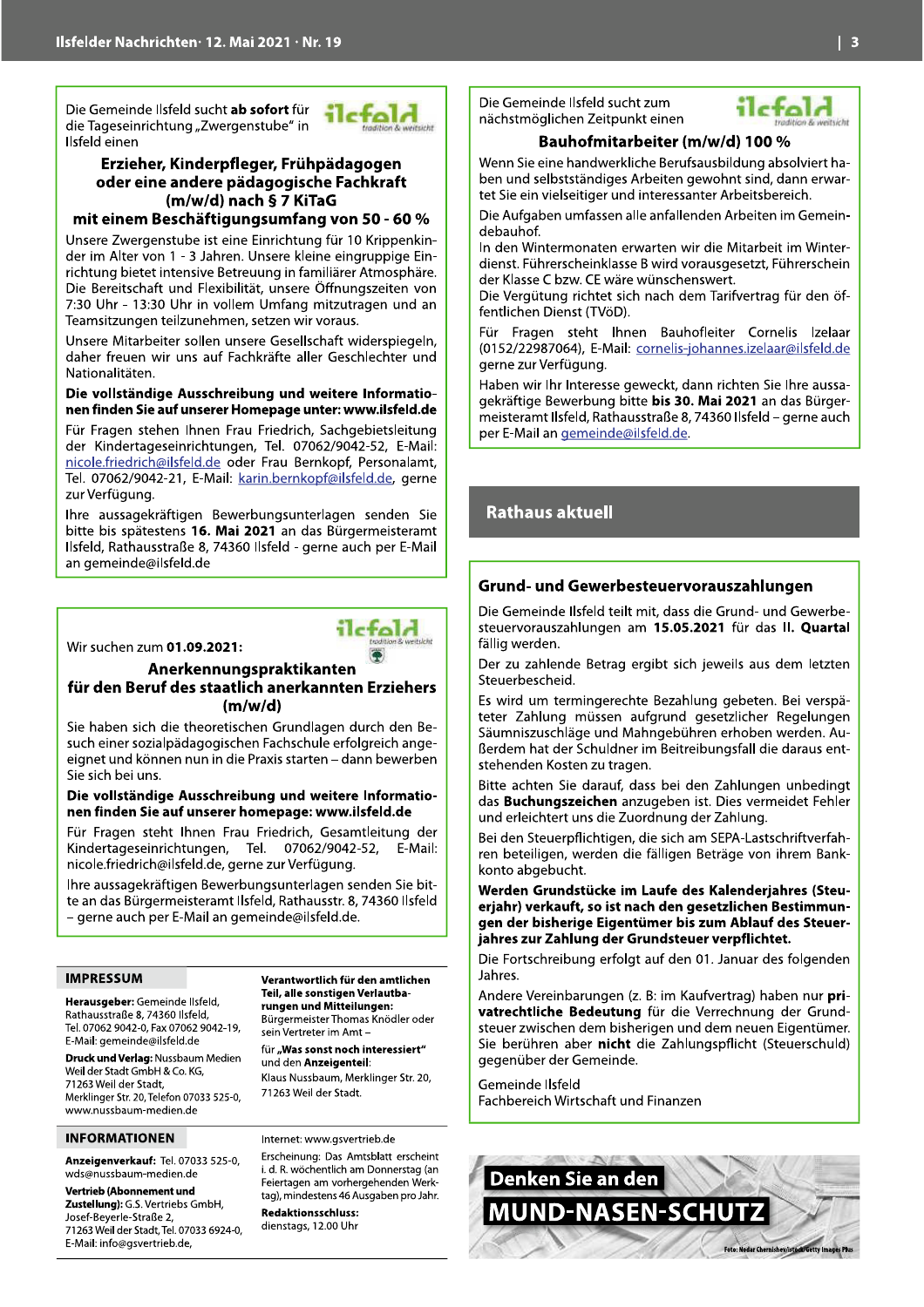Die Gemeinde Ilsfeld sucht **ab sofort** für die Tageseinrichtung „Zwergenstube" in Ilsfeld einen

## Erzieher, Kinderpfleger, Frühpädagogen oder eine andere pädagogische Fachkraft (m/w/d) nach § 7 KiTaG mit einem Beschäftigungsumfang von 50 - 60 %

Unsere Zwergenstube ist eine Einrichtung für 10 Krippenkinder im Alter von 1 - 3 Jahren. Unsere kleine eingruppige Einrichtung bietet intensive Betreuung in familiärer Atmosphäre. Die Bereitschaft und Flexibilität, unsere Öffnungszeiten von 7:30 Uhr - 13:30 Uhr in vollem Umfang mitzutragen und an Teamsitzungen teilzunehmen, setzen wir voraus.

Unsere Mitarbeiter sollen unsere Gesellschaft widerspiegeln, daher freuen wir uns auf Fachkräfte aller Geschlechter und Nationalitäten.

**Die vollständige Ausschreibung und weitere Informationen finden Sie auf unserer Homepage unter: www.ilsfeld.de**

Für Fragen stehen Ihnen Frau Friedrich, Sachgebietsleitung der Kindertageseinrichtungen, Tel. 07062/9042-52, E-Mail: nicole.friedrich@ilsfeld.de oder Frau Bernkopf, Personalamt, Tel. 07062/9042-21, E-Mail: karin.bernkopf@ilsfeld.de, gerne zur Verfügung.

Ihre aussagekräftigen Bewerbungsunterlagen senden Sie bitte bis spätestens **16. Mai 2021** an das Bürgermeisteramt Ilsfeld, Rathausstraße 8, 74360 Ilsfeld - gerne auch per E-Mail an gemeinde@ilsfeld.de

---

Wir suchen zum **01.09.2021:**

## Anerkennungspraktikanten für den Beruf des staatlich anerkannten Erziehers (m/w/d)

Sie haben sich die theoretischen Grundlagen durch den Besuch einer sozialpädagogischen Fachschule erfolgreich angeeignet und können nun in die Praxis starten – dann bewerben Sie sich bei uns.

**Die vollständige Ausschreibung und weitere Informationen finden Sie auf unserer homepage: www.ilsfeld.de**

Für Fragen steht Ihnen Frau Friedrich, Gesamtleitung der Kindertageseinrichtungen, Tel. 07062/9042-52, E-Mail: nicole.friedrich@ilsfeld.de, gerne zur Verfügung.

Ihre aussagekräftigen Bewerbungsunterlagen senden Sie bitte an das Bürgermeisteramt Ilsfeld, Rathausstr. 8, 74360 Ilsfeld – gerne auch per E-Mail an gemeinde@ilsfeld.de.

---

### IMPRESSUM

**Herausgeber:** Gemeinde Ilsfeld, Rathausstraße 8, 74360 Ilsfeld, Tel. 07062 9042-0, Fax 07062 9042-19, E-Mail: gemeinde@ilsfeld.de

**Druck und Verlag:** Nussbaum Medien Weil der Stadt GmbH & Co. KG, 71263 Weil der Stadt, Merklinger Str. 20, Telefon 07033 525-0, www.nussbaum-medien.de

**Verantwortlich für den amtlichen Teil, alle sonstigen Verlautbarungen und Mitteilungen:** Bürgermeister Thomas Knödler oder sein Vertreter im Amt –

für **„Was sonst noch interessiert"** und den **Anzeigenteil:** Klaus Nussbaum, Merklinger Str. 20, 71263 Weil der Stadt.

### INFORMATIONEN

**Anzeigenverkauf:** Tel. 07033 525-0, wds@nussbaum-medien.de

**Vertrieb (Abonnement und Zustellung):** G.S. Vertriebs GmbH, Josef-Beyerle-Straße 2, 71263 Weil der Stadt, Tel. 07033 6924-0, E-Mail: info@gsvertrieb.de,

Internet: www.gsvertrieb.de

Erscheinung: Das Amtsblatt erscheint i. d. R. wöchentlich am Donnerstag (an Feiertagen am vorhergehenden Werktag), mindestens 46 Ausgaben pro Jahr.

**Redaktionsschluss:** dienstags, 12.00 Uhr

---

Die Gemeinde Ilsfeld sucht zum nächstmöglichen Zeitpunkt einen

## Bauhofmitarbeiter (m/w/d) 100 %

Wenn Sie eine handwerkliche Berufsausbildung absolviert haben und selbstständiges Arbeiten gewohnt sind, dann erwartet Sie ein vielseitiger und interessanter Arbeitsbereich.

Die Aufgaben umfassen alle anfallenden Arbeiten im Gemeindebauhof.

In den Wintermonaten erwarten wir die Mitarbeit im Winterdienst. Führerscheinklasse B wird vorausgesetzt, Führerschein der Klasse C bzw. CE wäre wünschenswert.

Die Vergütung richtet sich nach dem Tarifvertrag für den öffentlichen Dienst (TVöD).

Für Fragen steht Ihnen Bauhofleiter Cornelis Izelaar (0152/22987064), E-Mail: cornelis-johannes.izelaar@ilsfeld.de gerne zur Verfügung.

Haben wir Ihr Interesse geweckt, dann richten Sie Ihre aussagekräftige Bewerbung bitte **bis 30. Mai 2021** an das Bürgermeisteramt Ilsfeld, Rathausstraße 8, 74360 Ilsfeld – gerne auch per E-Mail an gemeinde@ilsfeld.de.

# Rathaus aktuell

## Grund- und Gewerbesteuervorauszahlungen

Die Gemeinde Ilsfeld teilt mit, dass die Grund- und Gewerbesteuervorauszahlungen am **15.05.2021** für das **II. Quartal** fällig werden.

Der zu zahlende Betrag ergibt sich jeweils aus dem letzten Steuerbescheid.

Es wird um termingerechte Bezahlung gebeten. Bei verspäteter Zahlung müssen aufgrund gesetzlicher Regelungen Säumniszuschläge und Mahngebühren erhoben werden. Außerdem hat der Schuldner im Beitreibungsfall die daraus entstehenden Kosten zu tragen.

Bitte achten Sie darauf, dass bei den Zahlungen unbedingt das **Buchungszeichen** anzugeben ist. Dies vermeidet Fehler und erleichtert uns die Zuordnung der Zahlung.

Bei den Steuerpflichtigen, die sich am SEPA-Lastschriftverfahren beteiligen, werden die fälligen Beträge von ihrem Bankkonto abgebucht.

**Werden Grundstücke im Laufe des Kalenderjahres (Steuerjahr) verkauft, so ist nach den gesetzlichen Bestimmungen der bisherige Eigentümer bis zum Ablauf des Steuerjahres zur Zahlung der Grundsteuer verpflichtet.**

Die Fortschreibung erfolgt auf den 01. Januar des folgenden Jahres.

Andere Vereinbarungen (z. B: im Kaufvertrag) haben nur **privatrechtliche Bedeutung** für die Verrechnung der Grundsteuer zwischen dem bisherigen und dem neuen Eigentümer. Sie berühren aber **nicht** die Zahlungspflicht (Steuerschuld) gegenüber der Gemeinde.

Gemeinde Ilsfeld
Fachbereich Wirtschaft und Finanzen

---

**Denken Sie an den MUND-NASEN-SCHUTZ**

Foto: Nadar Chernishev/istock/Getty Images Plus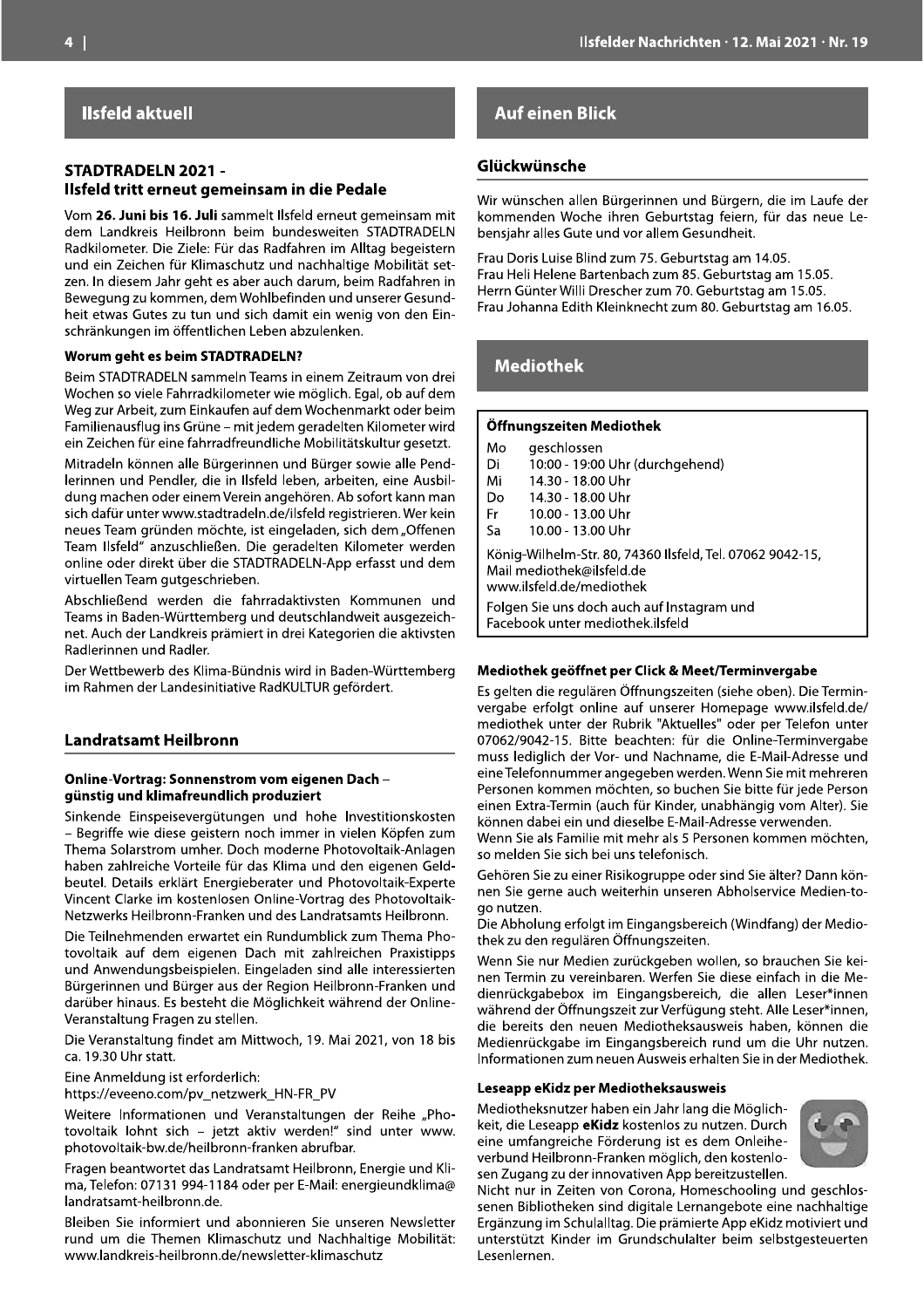# Ilsfeld aktuell

## STADTRADELN 2021 - Ilsfeld tritt erneut gemeinsam in die Pedale

Vom **26. Juni bis 16. Juli** sammelt Ilsfeld erneut gemeinsam mit dem Landkreis Heilbronn beim bundesweiten STADTRADELN Radkilometer. Die Ziele: Für das Radfahren im Alltag begeistern und ein Zeichen für Klimaschutz und nachhaltige Mobilität setzen. In diesem Jahr geht es aber auch darum, beim Radfahren in Bewegung zu kommen, dem Wohlbefinden und unserer Gesundheit etwas Gutes zu tun und sich damit ein wenig von den Einschränkungen im öffentlichen Leben abzulenken.

### Worum geht es beim STADTRADELN?

Beim STADTRADELN sammeln Teams in einem Zeitraum von drei Wochen so viele Fahrradkilometer wie möglich. Egal, ob auf dem Weg zur Arbeit, zum Einkaufen auf dem Wochenmarkt oder beim Familienausflug ins Grüne – mit jedem geradelten Kilometer wird ein Zeichen für eine fahrradfreundliche Mobilitätskultur gesetzt.

Mitradeln können alle Bürgerinnen und Bürger sowie alle Pendlerinnen und Pendler, die in Ilsfeld leben, arbeiten, eine Ausbildung machen oder einem Verein angehören. Ab sofort kann man sich dafür unter www.stadtradeln.de/ilsfeld registrieren. Wer kein neues Team gründen möchte, ist eingeladen, sich dem „Offenen Team Ilsfeld" anzuschließen. Die geradelten Kilometer werden online oder direkt über die STADTRADELN-App erfasst und dem virtuellen Team gutgeschrieben.

Abschließend werden die fahrradaktivsten Kommunen und Teams in Baden-Württemberg und deutschlandweit ausgezeichnet. Auch der Landkreis prämiert in drei Kategorien die aktivsten Radlerinnen und Radler.

Der Wettbewerb des Klima-Bündnis wird in Baden-Württemberg im Rahmen der Landesinitiative RadKULTUR gefördert.

## Landratsamt Heilbronn

### Online-Vortrag: Sonnenstrom vom eigenen Dach – günstig und klimafreundlich produziert

Sinkende Einspeisevergütungen und hohe Investitionskosten – Begriffe wie diese geistern noch immer in vielen Köpfen zum Thema Solarstrom umher. Doch moderne Photovoltaik-Anlagen haben zahlreiche Vorteile für das Klima und den eigenen Geldbeutel. Details erklärt Energieberater und Photovoltaik-Experte Vincent Clarke im kostenlosen Online-Vortrag des Photovoltaik-Netzwerks Heilbronn-Franken und des Landratsamts Heilbronn.

Die Teilnehmenden erwartet ein Rundumblick zum Thema Photovoltaik auf dem eigenen Dach mit zahlreichen Praxistipps und Anwendungsbeispielen. Eingeladen sind alle interessierten Bürgerinnen und Bürger aus der Region Heilbronn-Franken und darüber hinaus. Es besteht die Möglichkeit während der Online-Veranstaltung Fragen zu stellen.

Die Veranstaltung findet am Mittwoch, 19. Mai 2021, von 18 bis ca. 19.30 Uhr statt.

Eine Anmeldung ist erforderlich:
https://eveeno.com/pv_netzwerk_HN-FR_PV

Weitere Informationen und Veranstaltungen der Reihe „Photovoltaik lohnt sich – jetzt aktiv werden!" sind unter www.photovoltaik-bw.de/heilbronn-franken abrufbar.

Fragen beantwortet das Landratsamt Heilbronn, Energie und Klima, Telefon: 07131 994-1184 oder per E-Mail: energieundklima@landratsamt-heilbronn.de.

Bleiben Sie informiert und abonnieren Sie unseren Newsletter rund um die Themen Klimaschutz und Nachhaltige Mobilität: www.landkreis-heilbronn.de/newsletter-klimaschutz

# Auf einen Blick

## Glückwünsche

Wir wünschen allen Bürgerinnen und Bürgern, die im Laufe der kommenden Woche ihren Geburtstag feiern, für das neue Lebensjahr alles Gute und vor allem Gesundheit.

Frau Doris Luise Blind zum 75. Geburtstag am 14.05.
Frau Heli Helene Bartenbach zum 85. Geburtstag am 15.05.
Herrn Günter Willi Drescher zum 70. Geburtstag am 15.05.
Frau Johanna Edith Kleinknecht zum 80. Geburtstag am 16.05.

# Mediothek

### Öffnungszeiten Mediothek

| | |
|---|---|
| Mo | geschlossen |
| Di | 10:00 - 19:00 Uhr (durchgehend) |
| Mi | 14.30 - 18.00 Uhr |
| Do | 14.30 - 18.00 Uhr |
| Fr | 10.00 - 13.00 Uhr |
| Sa | 10.00 - 13.00 Uhr |

König-Wilhelm-Str. 80, 74360 Ilsfeld, Tel. 07062 9042-15,
Mail mediothek@ilsfeld.de
www.ilsfeld.de/mediothek

Folgen Sie uns doch auch auf Instagram und Facebook unter mediothek.ilsfeld

### Mediothek geöffnet per Click & Meet/Terminvergabe

Es gelten die regulären Öffnungszeiten (siehe oben). Die Terminvergabe erfolgt online auf unserer Homepage www.ilsfeld.de/mediothek unter der Rubrik "Aktuelles" oder per Telefon unter 07062/9042-15. Bitte beachten: für die Online-Terminvergabe muss lediglich der Vor- und Nachname, die E-Mail-Adresse und eine Telefonnummer angegeben werden. Wenn Sie mit mehreren Personen kommen möchten, so buchen Sie bitte für jede Person einen Extra-Termin (auch für Kinder, unabhängig vom Alter). Sie können dabei ein und dieselbe E-Mail-Adresse verwenden.

Wenn Sie als Familie mit mehr als 5 Personen kommen möchten, so melden Sie sich bei uns telefonisch.

Gehören Sie zu einer Risikogruppe oder sind Sie älter? Dann können Sie gerne auch weiterhin unseren Abholservice Medien-to-go nutzen.

Die Abholung erfolgt im Eingangsbereich (Windfang) der Mediothek zu den regulären Öffnungszeiten.

Wenn Sie nur Medien zurückgeben wollen, so brauchen Sie keinen Termin zu vereinbaren. Werfen Sie diese einfach in die Medienrückgabebox im Eingangsbereich, die allen Leser*innen während der Öffnungszeit zur Verfügung steht. Alle Leser*innen, die bereits den neuen Mediotheksausweis haben, können die Medienrückgabe im Eingangsbereich rund um die Uhr nutzen. Informationen zum neuen Ausweis erhalten Sie in der Mediothek.

### Leseapp eKidz per Mediotheksausweis

Mediotheksnutzer haben ein Jahr lang die Möglichkeit, die Leseapp **eKidz** kostenlos zu nutzen. Durch eine umfangreiche Förderung ist es dem Onleiheverbund Heilbronn-Franken möglich, den kostenlosen Zugang zu der innovativen App bereitzustellen.

Nicht nur in Zeiten von Corona, Homeschooling und geschlossenen Bibliotheken sind digitale Lernangebote eine nachhaltige Ergänzung im Schulalltag. Die prämierte App eKidz motiviert und unterstützt Kinder im Grundschulalter beim selbstgesteuerten Lesenlernen.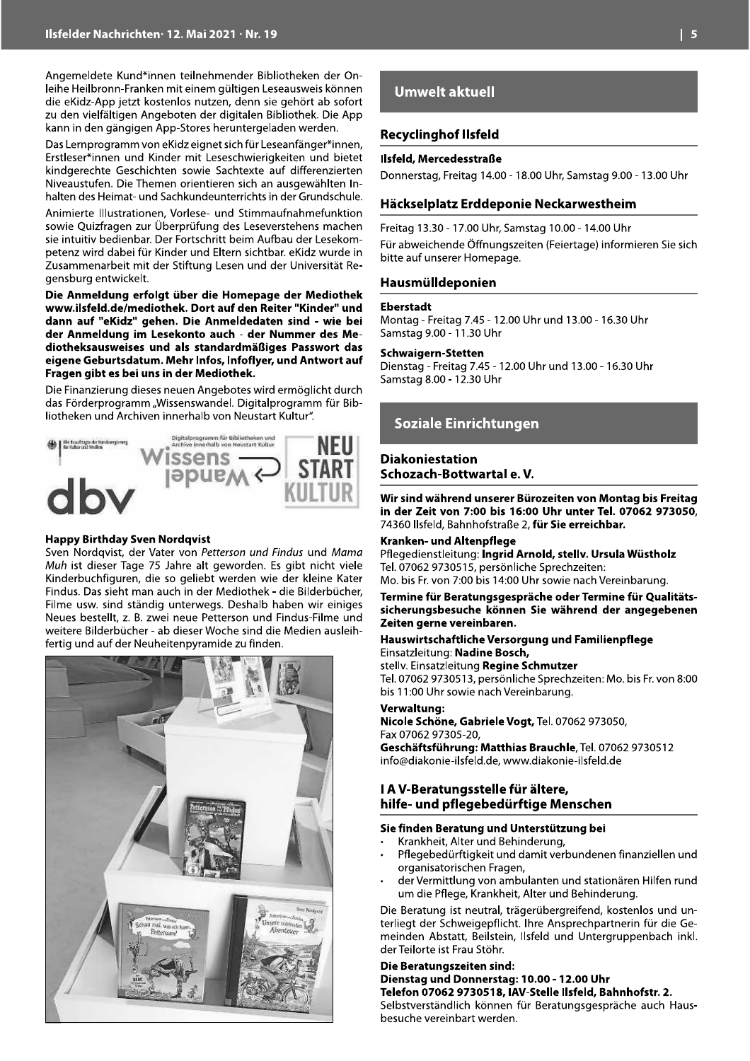Angemeldete Kund*innen teilnehmender Bibliotheken der Onleihe Heilbronn-Franken mit einem gültigen Leseausweis können die eKidz-App jetzt kostenlos nutzen, denn sie gehört ab sofort zu den vielfältigen Angeboten der digitalen Bibliothek. Die App kann in den gängigen App-Stores heruntergeladen werden.

Das Lernprogramm von eKidz eignet sich für Leseanfänger*innen, Erstleser*innen und Kinder mit Leseschwierigkeiten und bietet kindgerechte Geschichten sowie Sachtexte auf differenzierten Niveaustufen. Die Themen orientieren sich an ausgewählten Inhalten des Heimat- und Sachkundeunterrichts in der Grundschule.

Animierte Illustrationen, Vorlese- und Stimmaufnahmefunktion sowie Quizfragen zur Überprüfung des Leseverstehens machen sie intuitiv bedienbar. Der Fortschritt beim Aufbau der Lesekompetenz wird dabei für Kinder und Eltern sichtbar. eKidz wurde in Zusammenarbeit mit der Stiftung Lesen und der Universität Regensburg entwickelt.

**Die Anmeldung erfolgt über die Homepage der Mediothek www.ilsfeld.de/mediothek. Dort auf den Reiter "Kinder" und dann auf "eKidz" gehen. Die Anmeldedaten sind - wie bei der Anmeldung im Lesekonto auch - der Nummer des Mediotheksausweises und als standardmäßiges Passwort das eigene Geburtsdatum. Mehr Infos, Infoflyer, und Antwort auf Fragen gibt es bei uns in der Mediothek.**

Die Finanzierung dieses neuen Angebotes wird ermöglicht durch das Förderprogramm „Wissenswandel. Digitalprogramm für Bibliotheken und Archiven innerhalb von Neustart Kultur".

### Happy Birthday Sven Nordqvist

Sven Nordqvist, der Vater von *Petterson und Findus* und *Mama Muh* ist dieser Tage 75 Jahre alt geworden. Es gibt nicht viele Kinderbuchfiguren, die so geliebt werden wie der kleine Kater Findus. Das sieht man auch in der Mediothek - die Bilderbücher, Filme usw. sind ständig unterwegs. Deshalb haben wir einiges Neues bestellt, z. B. zwei neue Petterson und Findus-Filme und weitere Bilderbücher - ab dieser Woche sind die Medien ausleihfertig und auf der Neuheitenpyramide zu finden.

## Umwelt aktuell

### Recyclinghof Ilsfeld

**Ilsfeld, Mercedesstraße**

Donnerstag, Freitag 14.00 - 18.00 Uhr, Samstag 9.00 - 13.00 Uhr

### Häckselplatz Erddeponie Neckarwestheim

Freitag 13.30 - 17.00 Uhr, Samstag 10.00 - 14.00 Uhr

Für abweichende Öffnungszeiten (Feiertage) informieren Sie sich bitte auf unserer Homepage.

### Hausmülldeponien

**Eberstadt**

Montag - Freitag 7.45 - 12.00 Uhr und 13.00 - 16.30 Uhr
Samstag 9.00 - 11.30 Uhr

**Schwaigern-Stetten**

Dienstag - Freitag 7.45 - 12.00 Uhr und 13.00 - 16.30 Uhr
Samstag 8.00 - 12.30 Uhr

## Soziale Einrichtungen

### Diakoniestation Schozach-Bottwartal e. V.

**Wir sind während unserer Bürozeiten von Montag bis Freitag in der Zeit von 7:00 bis 16:00 Uhr unter Tel. 07062 973050,** 74360 Ilsfeld, Bahnhofstraße 2, **für Sie erreichbar.**

**Kranken- und Altenpflege**

Pflegedienstleitung: **Ingrid Arnold, stellv. Ursula Wüstholz**
Tel. 07062 9730515, persönliche Sprechzeiten:
Mo. bis Fr. von 7:00 bis 14:00 Uhr sowie nach Vereinbarung.

**Termine für Beratungsgespräche oder Termine für Qualitätssicherungsbesuche können Sie während der angegebenen Zeiten gerne vereinbaren.**

**Hauswirtschaftliche Versorgung und Familienpflege**

Einsatzleitung: **Nadine Bosch,**
stellv. Einsatzleitung **Regine Schmutzer**
Tel. 07062 9730513, persönliche Sprechzeiten: Mo. bis Fr. von 8:00 bis 11:00 Uhr sowie nach Vereinbarung.

**Verwaltung:**

**Nicole Schöne, Gabriele Vogt,** Tel. 07062 973050,
Fax 07062 97305-20,
**Geschäftsführung: Matthias Brauchle,** Tel. 07062 9730512
info@diakonie-ilsfeld.de, www.diakonie-ilsfeld.de

### I A V-Beratungsstelle für ältere, hilfe- und pflegebedürftige Menschen

**Sie finden Beratung und Unterstützung bei**

- Krankheit, Alter und Behinderung,
- Pflegebedürftigkeit und damit verbundenen finanziellen und organisatorischen Fragen,
- der Vermittlung von ambulanten und stationären Hilfen rund um die Pflege, Krankheit, Alter und Behinderung.

Die Beratung ist neutral, trägerübergreifend, kostenlos und unterliegt der Schweigepflicht. Ihre Ansprechpartnerin für die Gemeinden Abstatt, Beilstein, Ilsfeld und Untergruppenbach inkl. der Teilorte ist Frau Stöhr.

**Die Beratungszeiten sind:**
**Dienstag und Donnerstag: 10.00 - 12.00 Uhr**
**Telefon 07062 9730518, IAV-Stelle Ilsfeld, Bahnhofstr. 2.**

Selbstverständlich können für Beratungsgespräche auch Hausbesuche vereinbart werden.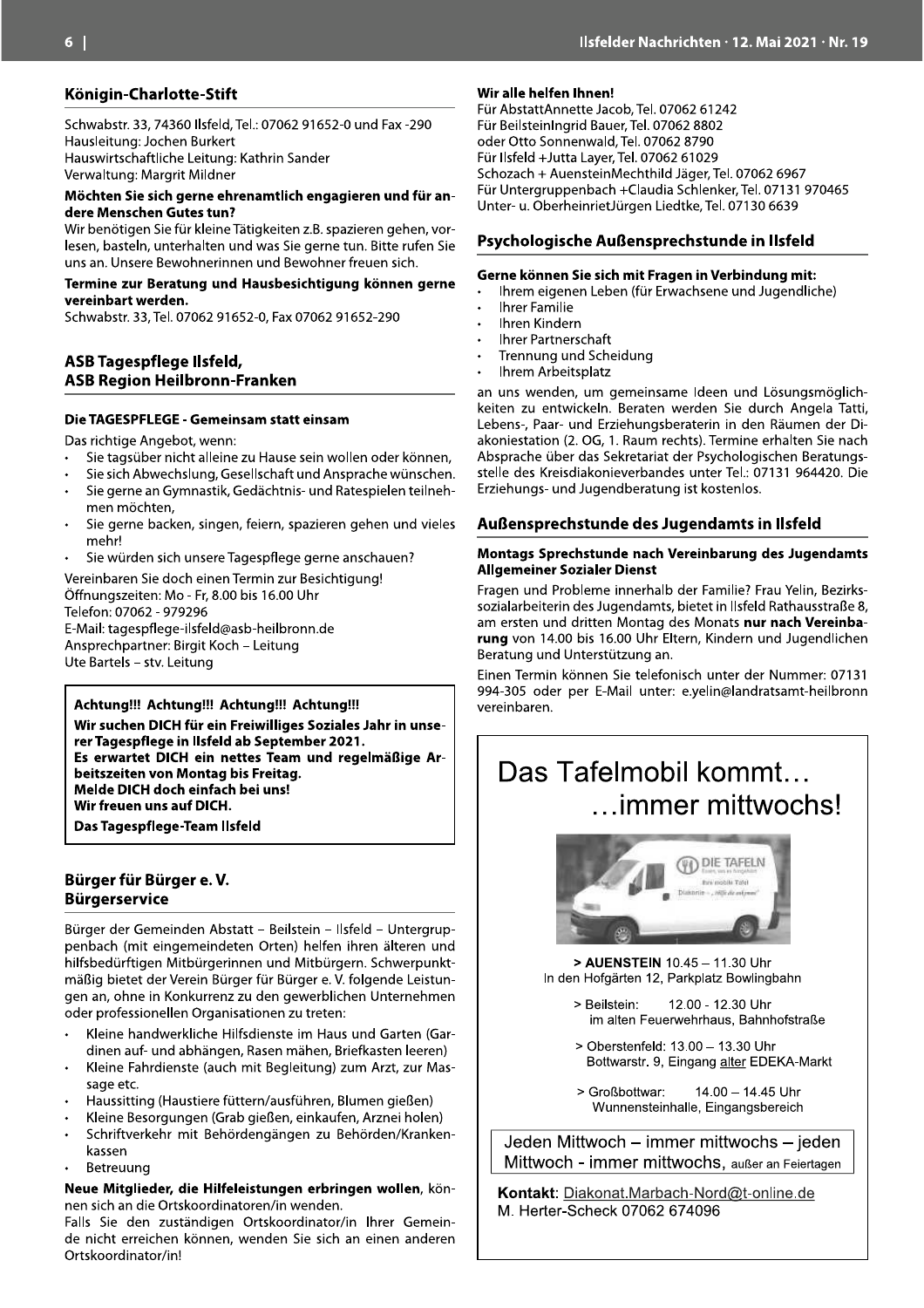## Königin-Charlotte-Stift

Schwabstr. 33, 74360 Ilsfeld, Tel.: 07062 91652-0 und Fax -290
Hausleitung: Jochen Burkert
Hauswirtschaftliche Leitung: Kathrin Sander
Verwaltung: Margrit Mildner

**Möchten Sie sich gerne ehrenamtlich engagieren und für andere Menschen Gutes tun?**

Wir benötigen Sie für kleine Tätigkeiten z.B. spazieren gehen, vorlesen, basteln, unterhalten und was Sie gerne tun. Bitte rufen Sie uns an. Unsere Bewohnerinnen und Bewohner freuen sich.

**Termine zur Beratung und Hausbesichtigung können gerne vereinbart werden.**

Schwabstr. 33, Tel. 07062 91652-0, Fax 07062 91652-290

## ASB Tagespflege Ilsfeld, ASB Region Heilbronn-Franken

**Die TAGESPFLEGE - Gemeinsam statt einsam**

Das richtige Angebot, wenn:

- Sie tagsüber nicht alleine zu Hause sein wollen oder können,
- Sie sich Abwechslung, Gesellschaft und Ansprache wünschen.
- Sie gerne an Gymnastik, Gedächtnis- und Ratespielen teilnehmen möchten,
- Sie gerne backen, singen, feiern, spazieren gehen und vieles mehr!
- Sie würden sich unsere Tagespflege gerne anschauen?

Vereinbaren Sie doch einen Termin zur Besichtigung!
Öffnungszeiten: Mo - Fr, 8.00 bis 16.00 Uhr
Telefon: 07062 - 979296
E-Mail: tagespflege-ilsfeld@asb-heilbronn.de
Ansprechpartner: Birgit Koch – Leitung
Ute Bartels – stv. Leitung

**Achtung!!! Achtung!!! Achtung!!! Achtung!!!**
**Wir suchen DICH für ein Freiwilliges Soziales Jahr in unserer Tagespflege in Ilsfeld ab September 2021.**
**Es erwartet DICH ein nettes Team und regelmäßige Arbeitszeiten von Montag bis Freitag.**
**Melde DICH doch einfach bei uns!**
**Wir freuen uns auf DICH.**
**Das Tagespflege-Team Ilsfeld**

## Bürger für Bürger e. V. Bürgerservice

Bürger der Gemeinden Abstatt – Beilstein – Ilsfeld – Untergruppenbach (mit eingemeindeten Orten) helfen ihren älteren und hilfsbedürftigen Mitbürgerinnen und Mitbürgern. Schwerpunktmäßig bietet der Verein Bürger für Bürger e. V. folgende Leistungen an, ohne in Konkurrenz zu den gewerblichen Unternehmen oder professionellen Organisationen zu treten:

- Kleine handwerkliche Hilfsdienste im Haus und Garten (Gardinen auf- und abhängen, Rasen mähen, Briefkasten leeren)
- Kleine Fahrdienste (auch mit Begleitung) zum Arzt, zur Massage etc.
- Haussitting (Haustiere füttern/ausführen, Blumen gießen)
- Kleine Besorgungen (Grab gießen, einkaufen, Arznei holen)
- Schriftverkehr mit Behördengängen zu Behörden/Krankenkassen
- Betreuung

**Neue Mitglieder, die Hilfeleistungen erbringen wollen**, können sich an die Ortskoordinatoren/in wenden.

Falls Sie den zuständigen Ortskoordinator/in Ihrer Gemeinde nicht erreichen können, wenden Sie sich an einen anderen Ortskoordinator/in!

**Wir alle helfen Ihnen!**

Für AbstattAnnette Jacob, Tel. 07062 61242
Für BeilsteinIngrid Bauer, Tel. 07062 8802
oder Otto Sonnenwald, Tel. 07062 8790
Für Ilsfeld +Jutta Layer, Tel. 07062 61029
Schozach + AuensteinMechthild Jäger, Tel. 07062 6967
Für Untergruppenbach +Claudia Schlenker, Tel. 07131 970465
Unter- u. OberheinrietJürgen Liedtke, Tel. 07130 6639

## Psychologische Außensprechstunde in Ilsfeld

**Gerne können Sie sich mit Fragen in Verbindung mit:**

- Ihrem eigenen Leben (für Erwachsene und Jugendliche)
- Ihrer Familie
- Ihren Kindern
- Ihrer Partnerschaft
- Trennung und Scheidung
- Ihrem Arbeitsplatz

an uns wenden, um gemeinsame Ideen und Lösungsmöglichkeiten zu entwickeln. Beraten werden Sie durch Angela Tatti, Lebens-, Paar- und Erziehungsberaterin in den Räumen der Diakoniestation (2. OG, 1. Raum rechts). Termine erhalten Sie nach Absprache über das Sekretariat der Psychologischen Beratungsstelle des Kreisdiakonieverbandes unter Tel.: 07131 964420. Die Erziehungs- und Jugendberatung ist kostenlos.

## Außensprechstunde des Jugendamts in Ilsfeld

**Montags Sprechstunde nach Vereinbarung des Jugendamts Allgemeiner Sozialer Dienst**

Fragen und Probleme innerhalb der Familie? Frau Yelin, Bezirkssozialarbeiterin des Jugendamts, bietet in Ilsfeld Rathausstraße 8, am ersten und dritten Montag des Monats **nur nach Vereinbarung** von 14.00 bis 16.00 Uhr Eltern, Kindern und Jugendlichen Beratung und Unterstützung an.

Einen Termin können Sie telefonisch unter der Nummer: 07131 994-305 oder per E-Mail unter: e.yelin@landratsamt-heilbronn vereinbaren.

# Das Tafelmobil kommt… …immer mittwochs!

**> AUENSTEIN** 10.45 – 11.30 Uhr
In den Hofgärten 12, Parkplatz Bowlingbahn

> Beilstein: 12.00 - 12.30 Uhr
im alten Feuerwehrhaus, Bahnhofstraße

> Oberstenfeld: 13.00 – 13.30 Uhr
Bottwarstr. 9, Eingang alter EDEKA-Markt

> Großbottwar: 14.00 – 14.45 Uhr
Wunnensteinhalle, Eingangsbereich

Jeden Mittwoch – immer mittwochs – jeden Mittwoch - immer mittwochs, außer an Feiertagen

**Kontakt**: Diakonat.Marbach-Nord@t-online.de
M. Herter-Scheck 07062 674096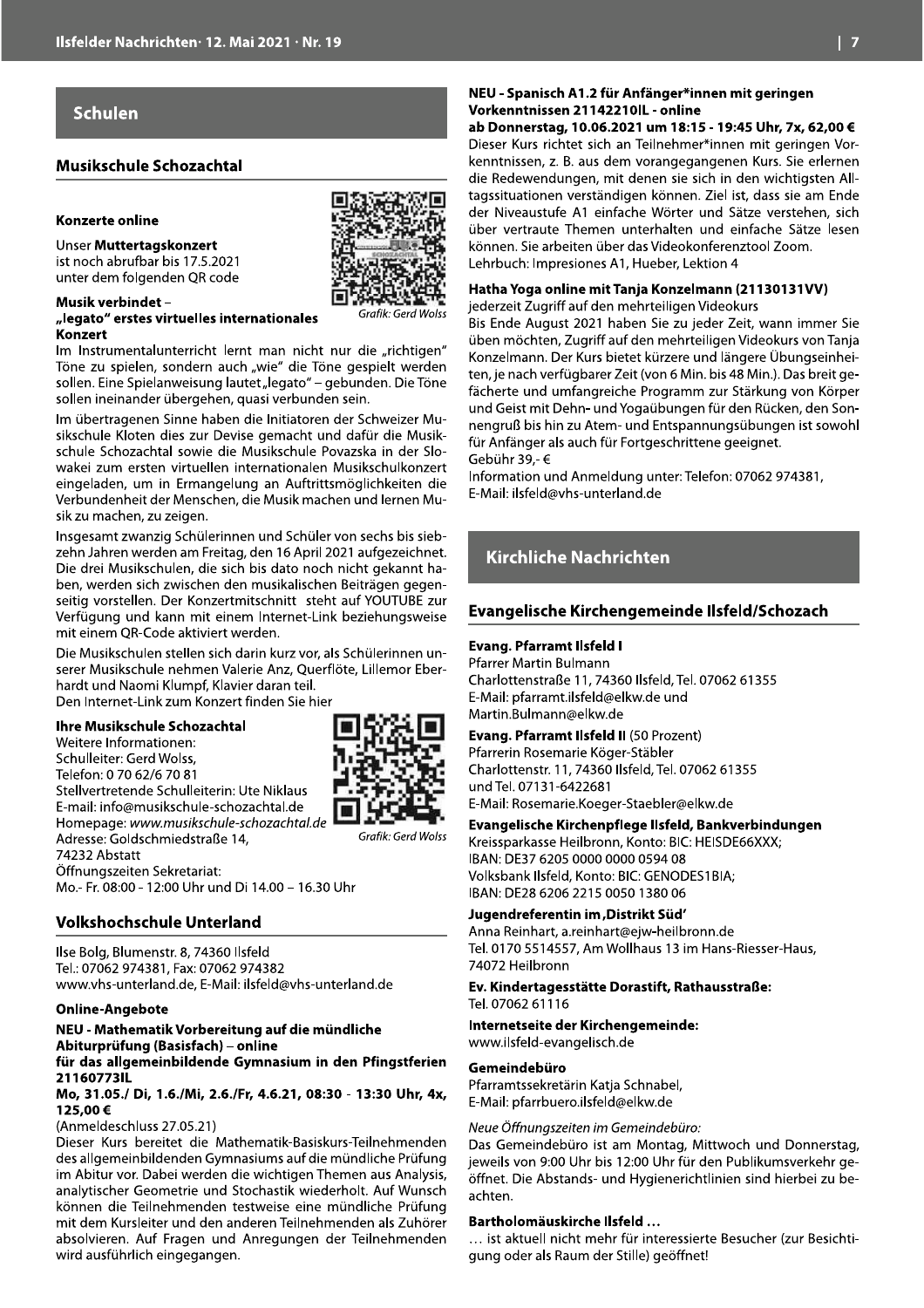## Schulen

### Musikschule Schozachtal

**Konzerte online**

Unser **Muttertagskonzert** ist noch abrufbar bis 17.5.2021 unter dem folgenden QR code

Grafik: Gerd Wolss

**Musik verbindet – „legato" erstes virtuelles internationales Konzert**

Im Instrumentalunterricht lernt man nicht nur die „richtigen" Töne zu spielen, sondern auch „wie" die Töne gespielt werden sollen. Eine Spielanweisung lautet „legato" – gebunden. Die Töne sollen ineinander übergehen, quasi verbunden sein.

Im übertragenen Sinne haben die Initiatoren der Schweizer Musikschule Kloten dies zur Devise gemacht und dafür die Musikschule Schozachtal sowie die Musikschule Povazska in der Slowakei zum ersten virtuellen internationalen Musikschulkonzert eingeladen, um in Ermangelung an Auftrittsmöglichkeiten die Verbundenheit der Menschen, die Musik machen und lernen Musik zu machen, zu zeigen.

Insgesamt zwanzig Schülerinnen und Schüler von sechs bis siebzehn Jahren werden am Freitag, den 16 April 2021 aufgezeichnet. Die drei Musikschulen, die sich bis dato noch nicht gekannt haben, werden sich zwischen den musikalischen Beiträgen gegenseitig vorstellen. Der Konzertmitschnitt steht auf YOUTUBE zur Verfügung und kann mit einem Internet-Link beziehungsweise mit einem QR-Code aktiviert werden.

Die Musikschulen stellen sich darin kurz vor, als Schülerinnen unserer Musikschule nehmen Valerie Anz, Querflöte, Lillemor Eberhardt und Naomi Klumpf, Klavier daran teil.
Den Internet-Link zum Konzert finden Sie hier

**Ihre Musikschule Schozachtal**
Weitere Informationen:
Schulleiter: Gerd Wolss,
Telefon: 0 70 62/6 70 81
Stellvertretende Schulleiterin: Ute Niklaus
E-Mail: info@musikschule-schozachtal.de
Homepage: *www.musikschule-schozachtal.de*
Adresse: Goldschmiedstraße 14,
74232 Abstatt
Öffnungszeiten Sekretariat:
Mo.- Fr. 08:00 - 12:00 Uhr und Di 14.00 – 16.30 Uhr

Grafik: Gerd Wolss

### Volkshochschule Unterland

Ilse Bolg, Blumenstr. 8, 74360 Ilsfeld
Tel.: 07062 974381, Fax: 07062 974382
www.vhs-unterland.de, E-Mail: ilsfeld@vhs-unterland.de

**Online-Angebote**

**NEU - Mathematik Vorbereitung auf die mündliche Abiturprüfung (Basisfach) – online**
**für das allgemeinbildende Gymnasium in den Pfingstferien 21160773IL**
**Mo, 31.05./ Di, 1.6./Mi, 2.6./Fr, 4.6.21, 08:30 - 13:30 Uhr, 4x, 125,00 €**
(Anmeldeschluss 27.05.21)
Dieser Kurs bereitet die Mathematik-Basiskurs-Teilnehmenden des allgemeinbildenden Gymnasiums auf die mündliche Prüfung im Abitur vor. Dabei werden die wichtigen Themen aus Analysis, analytischer Geometrie und Stochastik wiederholt. Auf Wunsch können die Teilnehmenden testweise eine mündliche Prüfung mit dem Kursleiter und den anderen Teilnehmenden als Zuhörer absolvieren. Auf Fragen und Anregungen der Teilnehmenden wird ausführlich eingegangen.

**NEU - Spanisch A1.2 für Anfänger*innen mit geringen Vorkenntnissen 21142210IL - online**
**ab Donnerstag, 10.06.2021 um 18:15 - 19:45 Uhr, 7x, 62,00 €**
Dieser Kurs richtet sich an Teilnehmer*innen mit geringen Vorkenntnissen, z. B. aus dem vorangegangenen Kurs. Sie erlernen die Redewendungen, mit denen sie sich in den wichtigsten Alltagssituationen verständigen können. Ziel ist, dass sie am Ende der Niveaustufe A1 einfache Wörter und Sätze verstehen, sich über vertraute Themen unterhalten und einfache Sätze lesen können. Sie arbeiten über das Videokonferenztool Zoom.
Lehrbuch: Impresiones A1, Hueber, Lektion 4

**Hatha Yoga online mit Tanja Konzelmann (21130131VV)**
jederzeit Zugriff auf den mehrteiligen Videokurs
Bis Ende August 2021 haben Sie zu jeder Zeit, wann immer Sie üben möchten, Zugriff auf den mehrteiligen Videokurs von Tanja Konzelmann. Der Kurs bietet kürzere und längere Übungseinheiten, je nach verfügbarer Zeit (von 6 Min. bis 48 Min.). Das breit gefächerte und umfangreiche Programm zur Stärkung von Körper und Geist mit Dehn- und Yogaübungen für den Rücken, den Sonnengruß bis hin zu Atem- und Entspannungsübungen ist sowohl für Anfänger als auch für Fortgeschrittene geeignet.
Gebühr 39,- €
Information und Anmeldung unter: Telefon: 07062 974381,
E-Mail: ilsfeld@vhs-unterland.de

## Kirchliche Nachrichten

### Evangelische Kirchengemeinde Ilsfeld/Schozach

**Evang. Pfarramt Ilsfeld I**
Pfarrer Martin Bulmann
Charlottenstraße 11, 74360 Ilsfeld, Tel. 07062 61355
E-Mail: pfarramt.ilsfeld@elkw.de und
Martin.Bulmann@elkw.de

**Evang. Pfarramt Ilsfeld II** (50 Prozent)
Pfarrerin Rosemarie Köger-Stäbler
Charlottenstr. 11, 74360 Ilsfeld, Tel. 07062 61355
und Tel. 07131-6422681
E-Mail: Rosemarie.Koeger-Staebler@elkw.de

**Evangelische Kirchenpflege Ilsfeld, Bankverbindungen**
Kreissparkasse Heilbronn, Konto: BIC: HEISDE66XXX;
IBAN: DE37 6205 0000 0000 0594 08
Volksbank Ilsfeld, Konto: BIC: GENODES1BIA;
IBAN: DE28 6206 2215 0050 1380 06

**Jugendreferentin im ‚Distrikt Süd'**
Anna Reinhart, a.reinhart@ejw-heilbronn.de
Tel. 0170 5514557, Am Wollhaus 13 im Hans-Riesser-Haus,
74072 Heilbronn

**Ev. Kindertagesstätte Dorastift, Rathausstraße:**
Tel. 07062 61116

**Internetseite der Kirchengemeinde:**
www.ilsfeld-evangelisch.de

**Gemeindebüro**
Pfarramtssekretärin Katja Schnabel,
E-Mail: pfarrbuero.ilsfeld@elkw.de

*Neue Öffnungszeiten im Gemeindebüro:*
Das Gemeindebüro ist am Montag, Mittwoch und Donnerstag, jeweils von 9:00 Uhr bis 12:00 Uhr für den Publikumsverkehr geöffnet. Die Abstands- und Hygienerichtlinien sind hierbei zu beachten.

**Bartholomäuskirche Ilsfeld …**
… ist aktuell nicht mehr für interessierte Besucher (zur Besichtigung oder als Raum der Stille) geöffnet!